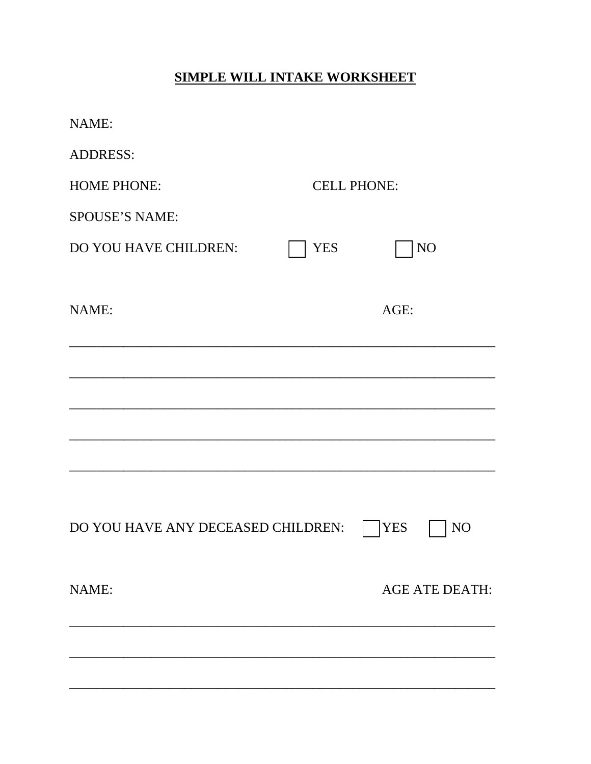# SIMPLE WILL INTAKE WORKSHEET

NAME:

ADDRESS:

HOME PHONE: CELL PHONE:

SPOUSE'S NAME:

DO YOU HAVE CHILDREN: ☐ YES ☐ NO

NAME: AGE:

________________________________________________________________

________________________________________________________________

________________________________________________________________

________________________________________________________________

________________________________________________________________

DO YOU HAVE ANY DECEASED CHILDREN: ☐ YES ☐ NO

NAME: AGE ATE DEATH:

________________________________________________________________

________________________________________________________________

________________________________________________________________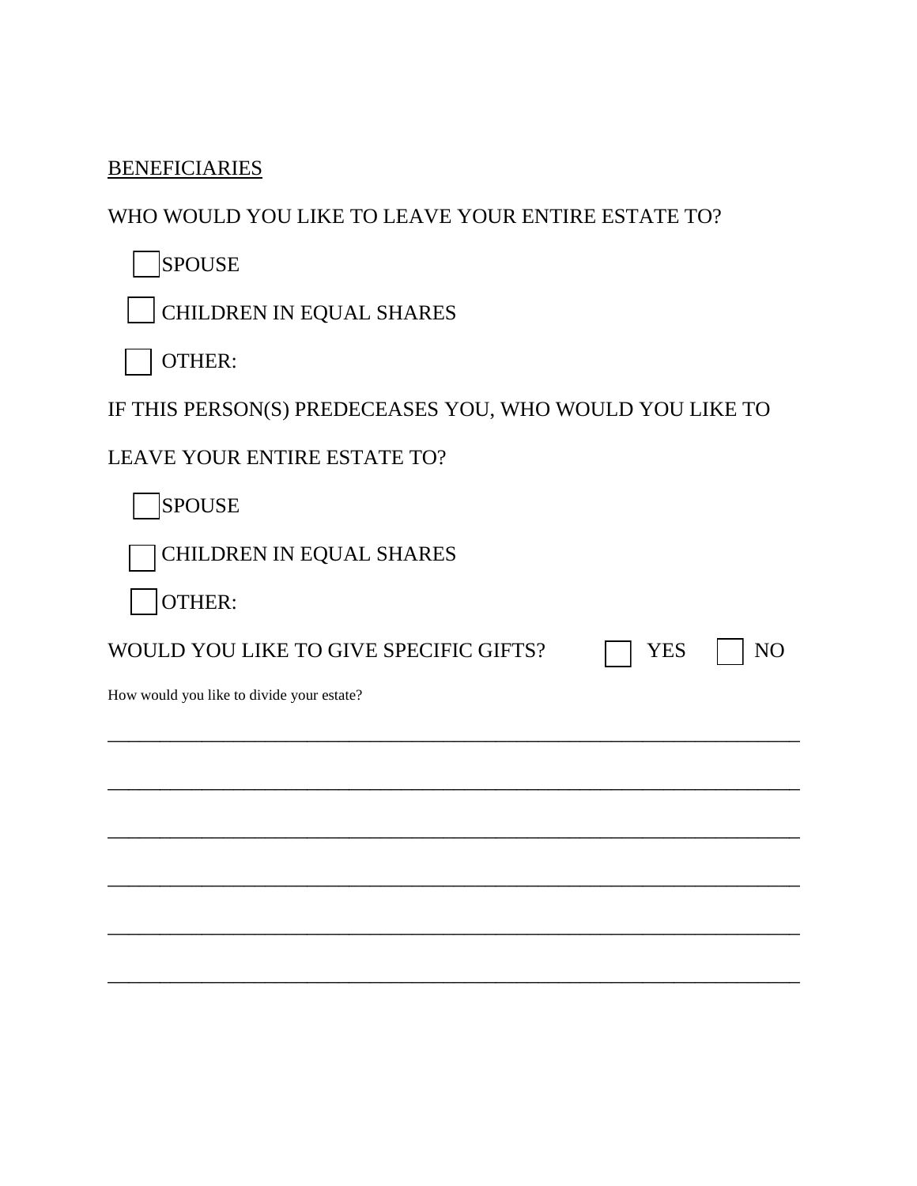<u>BENEFICIARIES</u>

WHO WOULD YOU LIKE TO LEAVE YOUR ENTIRE ESTATE TO?

- ☐ SPOUSE
- ☐ CHILDREN IN EQUAL SHARES
- ☐ OTHER:

IF THIS PERSON(S) PREDECEASES YOU, WHO WOULD YOU LIKE TO LEAVE YOUR ENTIRE ESTATE TO?

- ☐ SPOUSE
- ☐ CHILDREN IN EQUAL SHARES
- ☐ OTHER:

WOULD YOU LIKE TO GIVE SPECIFIC GIFTS? ☐ YES ☐ NO

How would you like to divide your estate?

______________________________________________________________________

______________________________________________________________________

______________________________________________________________________

______________________________________________________________________

______________________________________________________________________

______________________________________________________________________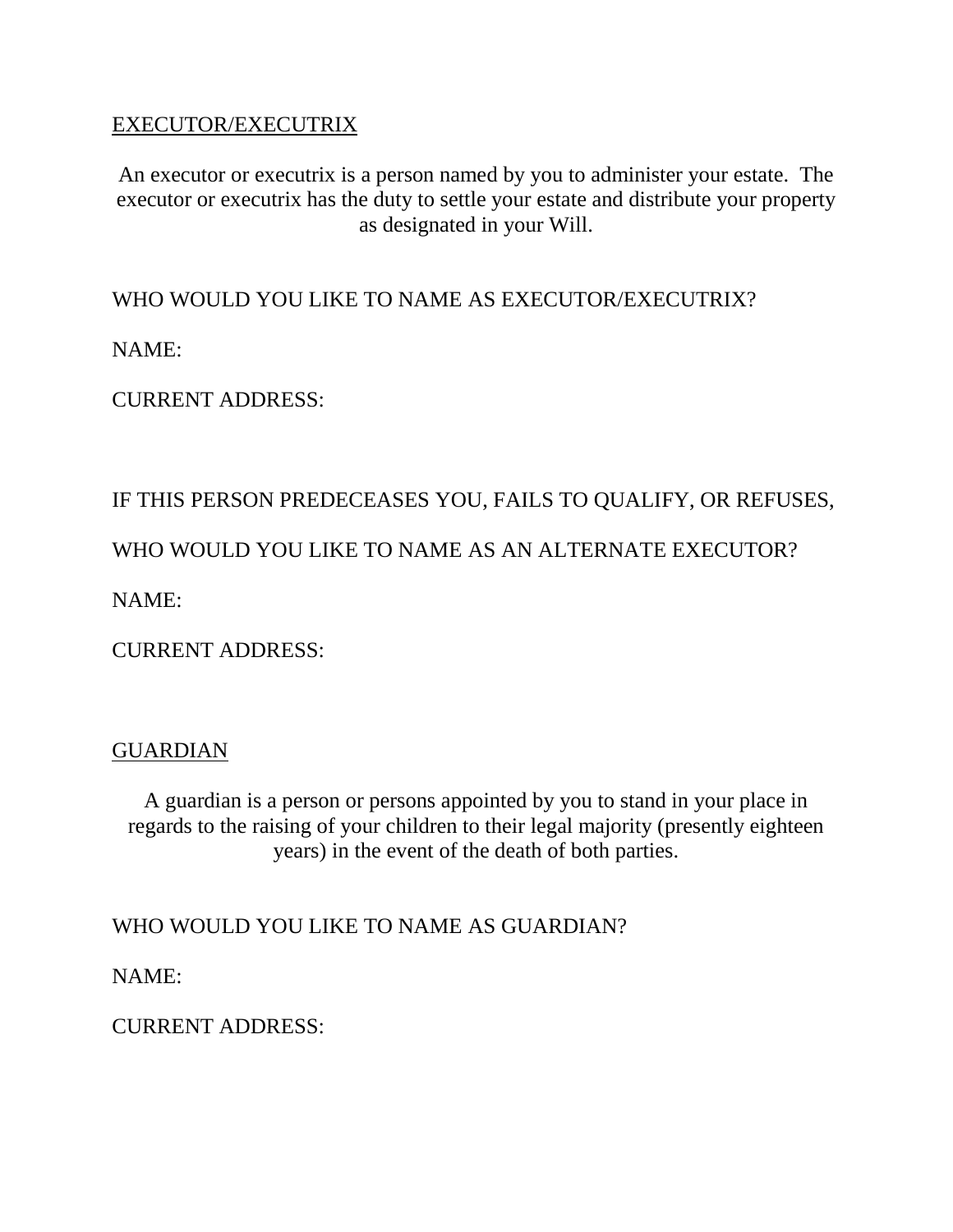<u>EXECUTOR/EXECUTRIX</u>

An executor or executrix is a person named by you to administer your estate. The executor or executrix has the duty to settle your estate and distribute your property as designated in your Will.

WHO WOULD YOU LIKE TO NAME AS EXECUTOR/EXECUTRIX?

NAME:

CURRENT ADDRESS:

IF THIS PERSON PREDECEASES YOU, FAILS TO QUALIFY, OR REFUSES,

WHO WOULD YOU LIKE TO NAME AS AN ALTERNATE EXECUTOR?

NAME:

CURRENT ADDRESS:

<u>GUARDIAN</u>

A guardian is a person or persons appointed by you to stand in your place in regards to the raising of your children to their legal majority (presently eighteen years) in the event of the death of both parties.

WHO WOULD YOU LIKE TO NAME AS GUARDIAN?

NAME:

CURRENT ADDRESS: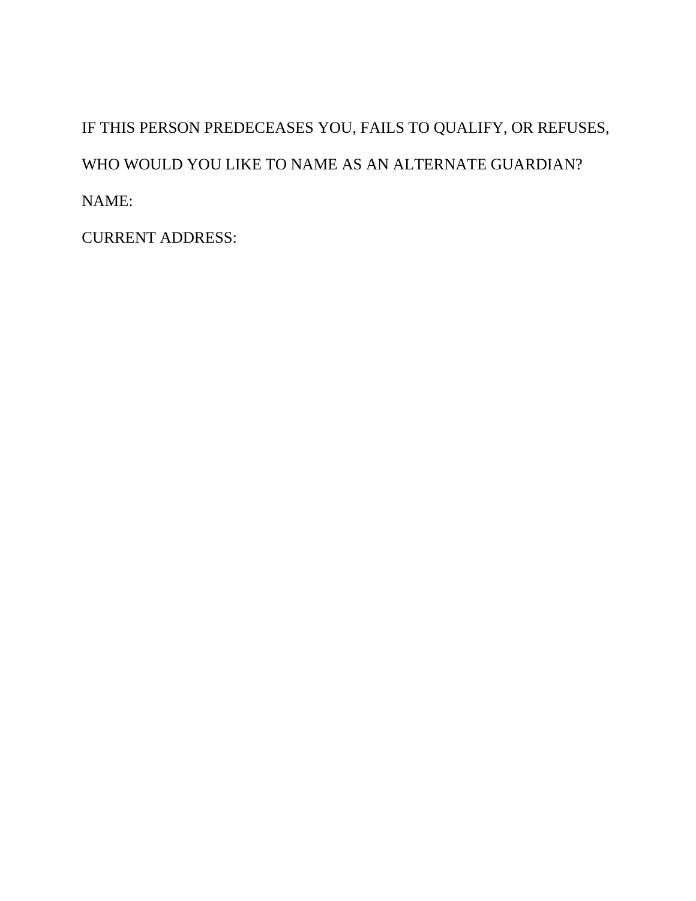IF THIS PERSON PREDECEASES YOU, FAILS TO QUALIFY, OR REFUSES,

WHO WOULD YOU LIKE TO NAME AS AN ALTERNATE GUARDIAN?

NAME:

CURRENT ADDRESS: